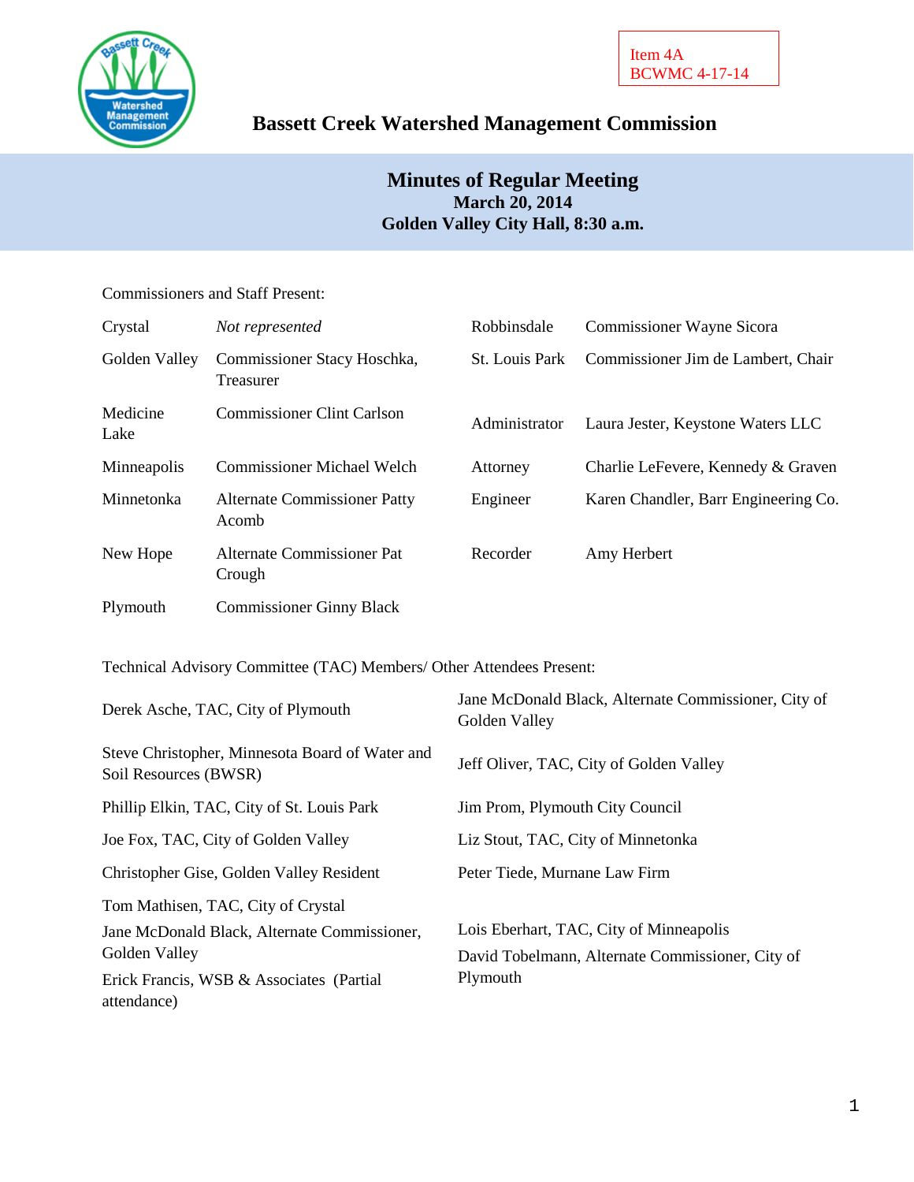Item 4A
BCWMC 4-17-14

# Bassett Creek Watershed Management Commission

## Minutes of Regular Meeting
**March 20, 2014**
**Golden Valley City Hall, 8:30 a.m.**

Commissioners and Staff Present:

| | | | |
|---|---|---|---|
| Crystal | *Not represented* | Robbinsdale | Commissioner Wayne Sicora |
| Golden Valley | Commissioner Stacy Hoschka, Treasurer | St. Louis Park | Commissioner Jim de Lambert, Chair |
| Medicine Lake | Commissioner Clint Carlson | Administrator | Laura Jester, Keystone Waters LLC |
| Minneapolis | Commissioner Michael Welch | Attorney | Charlie LeFevere, Kennedy & Graven |
| Minnetonka | Alternate Commissioner Patty Acomb | Engineer | Karen Chandler, Barr Engineering Co. |
| New Hope | Alternate Commissioner Pat Crough | Recorder | Amy Herbert |
| Plymouth | Commissioner Ginny Black | | |

Technical Advisory Committee (TAC) Members/ Other Attendees Present:

| | |
|---|---|
| Derek Asche, TAC, City of Plymouth | Jane McDonald Black, Alternate Commissioner, City of Golden Valley |
| Steve Christopher, Minnesota Board of Water and Soil Resources (BWSR) | Jeff Oliver, TAC, City of Golden Valley |
| Phillip Elkin, TAC, City of St. Louis Park | Jim Prom, Plymouth City Council |
| Joe Fox, TAC, City of Golden Valley | Liz Stout, TAC, City of Minnetonka |
| Christopher Gise, Golden Valley Resident | Peter Tiede, Murnane Law Firm |
| Tom Mathisen, TAC, City of Crystal | |
| Jane McDonald Black, Alternate Commissioner, Golden Valley | Lois Eberhart, TAC, City of Minneapolis |
| Erick Francis, WSB & Associates (Partial attendance) | David Tobelmann, Alternate Commissioner, City of Plymouth |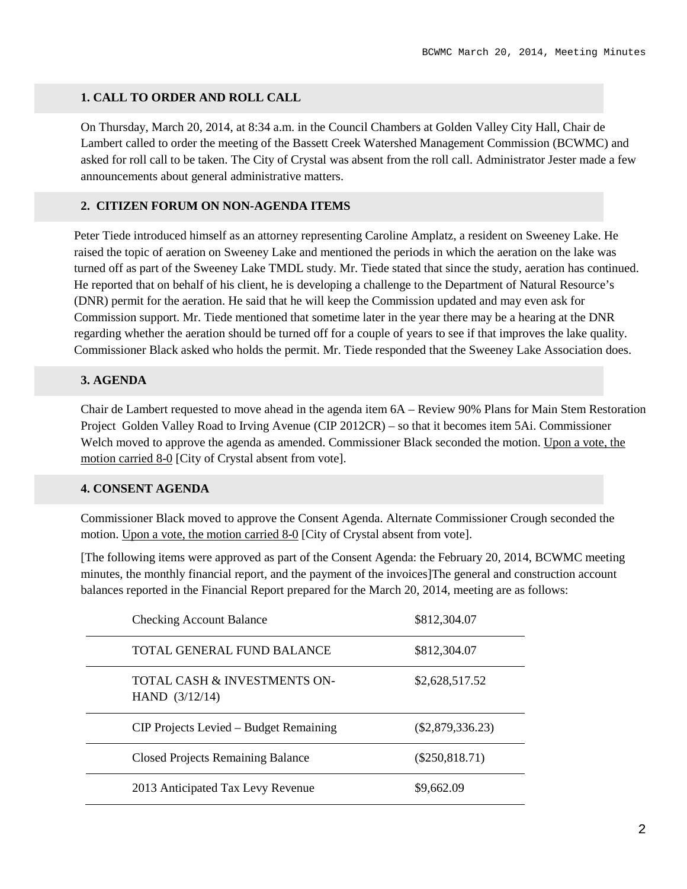## 1. CALL TO ORDER AND ROLL CALL

On Thursday, March 20, 2014, at 8:34 a.m. in the Council Chambers at Golden Valley City Hall, Chair de Lambert called to order the meeting of the Bassett Creek Watershed Management Commission (BCWMC) and asked for roll call to be taken. The City of Crystal was absent from the roll call. Administrator Jester made a few announcements about general administrative matters.

## 2. CITIZEN FORUM ON NON-AGENDA ITEMS

Peter Tiede introduced himself as an attorney representing Caroline Amplatz, a resident on Sweeney Lake. He raised the topic of aeration on Sweeney Lake and mentioned the periods in which the aeration on the lake was turned off as part of the Sweeney Lake TMDL study. Mr. Tiede stated that since the study, aeration has continued. He reported that on behalf of his client, he is developing a challenge to the Department of Natural Resource's (DNR) permit for the aeration. He said that he will keep the Commission updated and may even ask for Commission support. Mr. Tiede mentioned that sometime later in the year there may be a hearing at the DNR regarding whether the aeration should be turned off for a couple of years to see if that improves the lake quality. Commissioner Black asked who holds the permit. Mr. Tiede responded that the Sweeney Lake Association does.

## 3. AGENDA

Chair de Lambert requested to move ahead in the agenda item 6A – Review 90% Plans for Main Stem Restoration Project Golden Valley Road to Irving Avenue (CIP 2012CR) – so that it becomes item 5Ai. Commissioner Welch moved to approve the agenda as amended. Commissioner Black seconded the motion. Upon a vote, the motion carried 8-0 [City of Crystal absent from vote].

## 4. CONSENT AGENDA

Commissioner Black moved to approve the Consent Agenda. Alternate Commissioner Crough seconded the motion. Upon a vote, the motion carried 8-0 [City of Crystal absent from vote].

[The following items were approved as part of the Consent Agenda: the February 20, 2014, BCWMC meeting minutes, the monthly financial report, and the payment of the invoices]The general and construction account balances reported in the Financial Report prepared for the March 20, 2014, meeting are as follows:

| | |
|---|---|
| Checking Account Balance | $812,304.07 |
| TOTAL GENERAL FUND BALANCE | $812,304.07 |
| TOTAL CASH & INVESTMENTS ON-HAND (3/12/14) | $2,628,517.52 |
| CIP Projects Levied – Budget Remaining | ($2,879,336.23) |
| Closed Projects Remaining Balance | ($250,818.71) |
| 2013 Anticipated Tax Levy Revenue | $9,662.09 |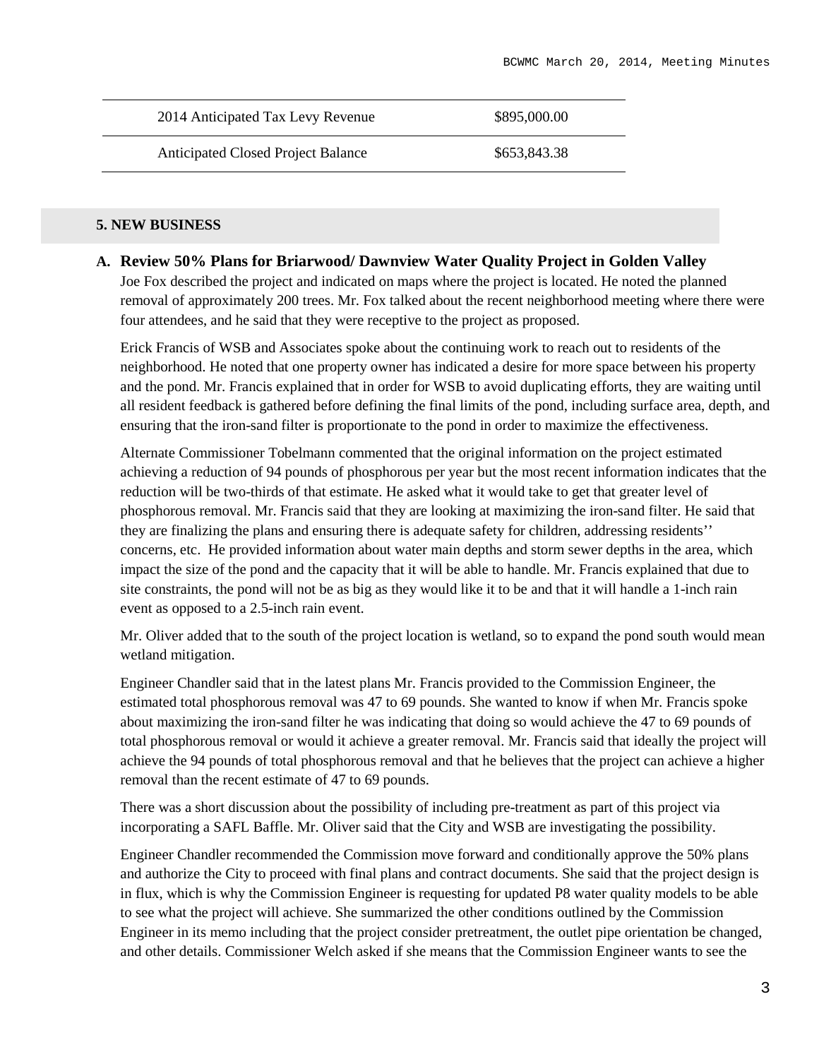| 2014 Anticipated Tax Levy Revenue | $895,000.00 |
|---|---|
| Anticipated Closed Project Balance | $653,843.38 |

## 5. NEW BUSINESS

**A. Review 50% Plans for Briarwood/ Dawnview Water Quality Project in Golden Valley**

Joe Fox described the project and indicated on maps where the project is located. He noted the planned removal of approximately 200 trees. Mr. Fox talked about the recent neighborhood meeting where there were four attendees, and he said that they were receptive to the project as proposed.

Erick Francis of WSB and Associates spoke about the continuing work to reach out to residents of the neighborhood. He noted that one property owner has indicated a desire for more space between his property and the pond. Mr. Francis explained that in order for WSB to avoid duplicating efforts, they are waiting until all resident feedback is gathered before defining the final limits of the pond, including surface area, depth, and ensuring that the iron-sand filter is proportionate to the pond in order to maximize the effectiveness.

Alternate Commissioner Tobelmann commented that the original information on the project estimated achieving a reduction of 94 pounds of phosphorous per year but the most recent information indicates that the reduction will be two-thirds of that estimate. He asked what it would take to get that greater level of phosphorous removal. Mr. Francis said that they are looking at maximizing the iron-sand filter. He said that they are finalizing the plans and ensuring there is adequate safety for children, addressing residents'' concerns, etc. He provided information about water main depths and storm sewer depths in the area, which impact the size of the pond and the capacity that it will be able to handle. Mr. Francis explained that due to site constraints, the pond will not be as big as they would like it to be and that it will handle a 1-inch rain event as opposed to a 2.5-inch rain event.

Mr. Oliver added that to the south of the project location is wetland, so to expand the pond south would mean wetland mitigation.

Engineer Chandler said that in the latest plans Mr. Francis provided to the Commission Engineer, the estimated total phosphorous removal was 47 to 69 pounds. She wanted to know if when Mr. Francis spoke about maximizing the iron-sand filter he was indicating that doing so would achieve the 47 to 69 pounds of total phosphorous removal or would it achieve a greater removal. Mr. Francis said that ideally the project will achieve the 94 pounds of total phosphorous removal and that he believes that the project can achieve a higher removal than the recent estimate of 47 to 69 pounds.

There was a short discussion about the possibility of including pre-treatment as part of this project via incorporating a SAFL Baffle. Mr. Oliver said that the City and WSB are investigating the possibility.

Engineer Chandler recommended the Commission move forward and conditionally approve the 50% plans and authorize the City to proceed with final plans and contract documents. She said that the project design is in flux, which is why the Commission Engineer is requesting for updated P8 water quality models to be able to see what the project will achieve. She summarized the other conditions outlined by the Commission Engineer in its memo including that the project consider pretreatment, the outlet pipe orientation be changed, and other details. Commissioner Welch asked if she means that the Commission Engineer wants to see the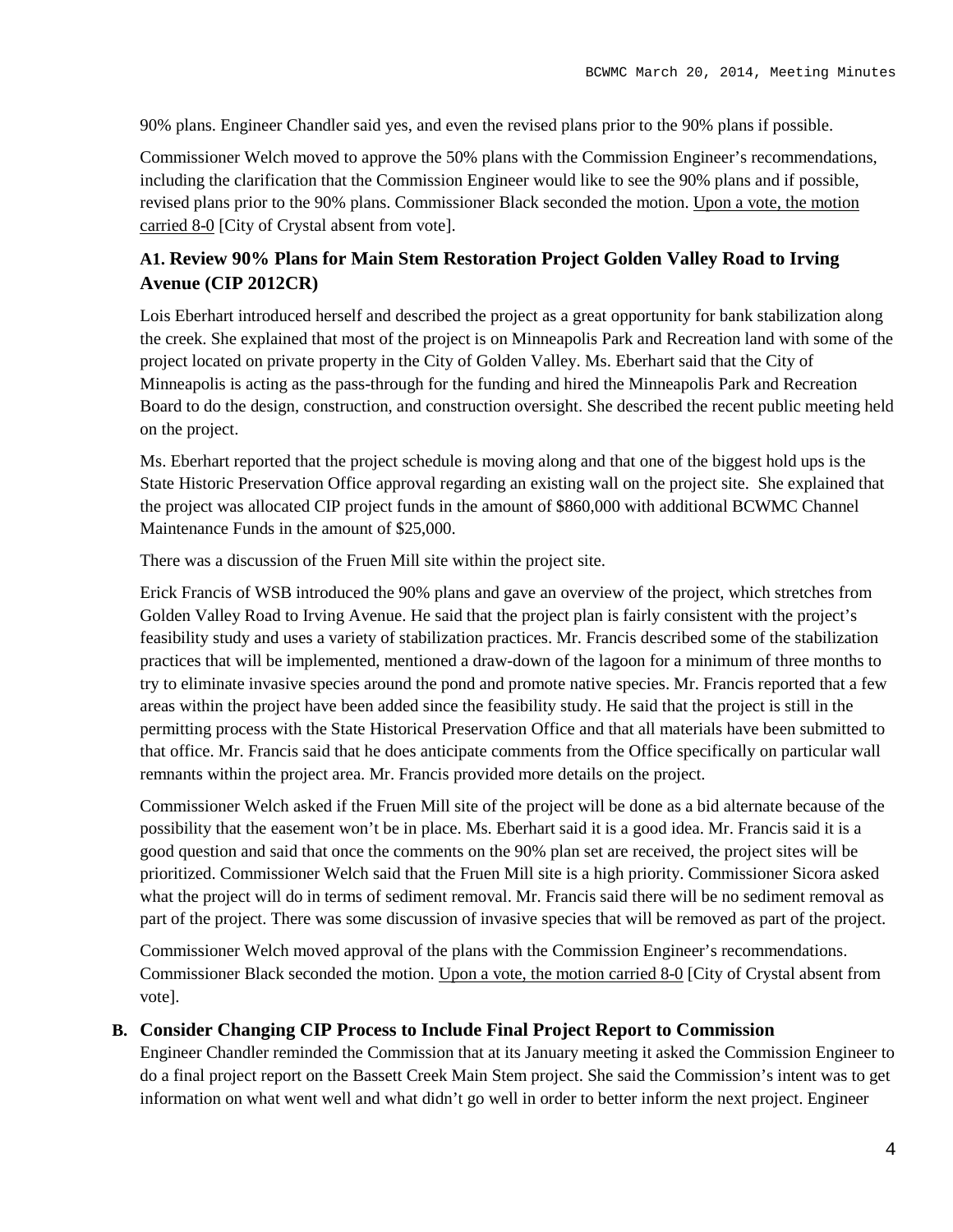90% plans. Engineer Chandler said yes, and even the revised plans prior to the 90% plans if possible.

Commissioner Welch moved to approve the 50% plans with the Commission Engineer's recommendations, including the clarification that the Commission Engineer would like to see the 90% plans and if possible, revised plans prior to the 90% plans. Commissioner Black seconded the motion. Upon a vote, the motion carried 8-0 [City of Crystal absent from vote].

### A1. Review 90% Plans for Main Stem Restoration Project Golden Valley Road to Irving Avenue (CIP 2012CR)

Lois Eberhart introduced herself and described the project as a great opportunity for bank stabilization along the creek. She explained that most of the project is on Minneapolis Park and Recreation land with some of the project located on private property in the City of Golden Valley. Ms. Eberhart said that the City of Minneapolis is acting as the pass-through for the funding and hired the Minneapolis Park and Recreation Board to do the design, construction, and construction oversight. She described the recent public meeting held on the project.

Ms. Eberhart reported that the project schedule is moving along and that one of the biggest hold ups is the State Historic Preservation Office approval regarding an existing wall on the project site. She explained that the project was allocated CIP project funds in the amount of $860,000 with additional BCWMC Channel Maintenance Funds in the amount of $25,000.

There was a discussion of the Fruen Mill site within the project site.

Erick Francis of WSB introduced the 90% plans and gave an overview of the project, which stretches from Golden Valley Road to Irving Avenue. He said that the project plan is fairly consistent with the project's feasibility study and uses a variety of stabilization practices. Mr. Francis described some of the stabilization practices that will be implemented, mentioned a draw-down of the lagoon for a minimum of three months to try to eliminate invasive species around the pond and promote native species. Mr. Francis reported that a few areas within the project have been added since the feasibility study. He said that the project is still in the permitting process with the State Historical Preservation Office and that all materials have been submitted to that office. Mr. Francis said that he does anticipate comments from the Office specifically on particular wall remnants within the project area. Mr. Francis provided more details on the project.

Commissioner Welch asked if the Fruen Mill site of the project will be done as a bid alternate because of the possibility that the easement won't be in place. Ms. Eberhart said it is a good idea. Mr. Francis said it is a good question and said that once the comments on the 90% plan set are received, the project sites will be prioritized. Commissioner Welch said that the Fruen Mill site is a high priority. Commissioner Sicora asked what the project will do in terms of sediment removal. Mr. Francis said there will be no sediment removal as part of the project. There was some discussion of invasive species that will be removed as part of the project.

Commissioner Welch moved approval of the plans with the Commission Engineer's recommendations. Commissioner Black seconded the motion. Upon a vote, the motion carried 8-0 [City of Crystal absent from vote].

### B. Consider Changing CIP Process to Include Final Project Report to Commission

Engineer Chandler reminded the Commission that at its January meeting it asked the Commission Engineer to do a final project report on the Bassett Creek Main Stem project. She said the Commission's intent was to get information on what went well and what didn't go well in order to better inform the next project. Engineer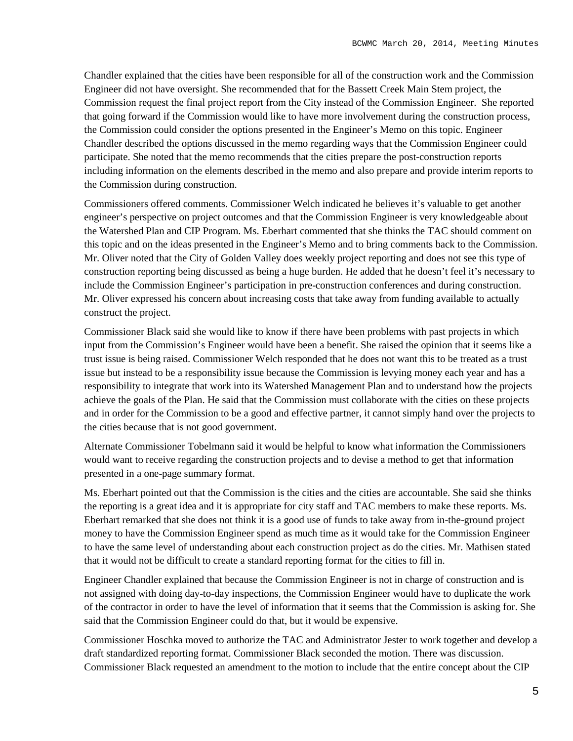Chandler explained that the cities have been responsible for all of the construction work and the Commission Engineer did not have oversight. She recommended that for the Bassett Creek Main Stem project, the Commission request the final project report from the City instead of the Commission Engineer. She reported that going forward if the Commission would like to have more involvement during the construction process, the Commission could consider the options presented in the Engineer's Memo on this topic. Engineer Chandler described the options discussed in the memo regarding ways that the Commission Engineer could participate. She noted that the memo recommends that the cities prepare the post-construction reports including information on the elements described in the memo and also prepare and provide interim reports to the Commission during construction.

Commissioners offered comments. Commissioner Welch indicated he believes it's valuable to get another engineer's perspective on project outcomes and that the Commission Engineer is very knowledgeable about the Watershed Plan and CIP Program. Ms. Eberhart commented that she thinks the TAC should comment on this topic and on the ideas presented in the Engineer's Memo and to bring comments back to the Commission. Mr. Oliver noted that the City of Golden Valley does weekly project reporting and does not see this type of construction reporting being discussed as being a huge burden. He added that he doesn't feel it's necessary to include the Commission Engineer's participation in pre-construction conferences and during construction. Mr. Oliver expressed his concern about increasing costs that take away from funding available to actually construct the project.

Commissioner Black said she would like to know if there have been problems with past projects in which input from the Commission's Engineer would have been a benefit. She raised the opinion that it seems like a trust issue is being raised. Commissioner Welch responded that he does not want this to be treated as a trust issue but instead to be a responsibility issue because the Commission is levying money each year and has a responsibility to integrate that work into its Watershed Management Plan and to understand how the projects achieve the goals of the Plan. He said that the Commission must collaborate with the cities on these projects and in order for the Commission to be a good and effective partner, it cannot simply hand over the projects to the cities because that is not good government.

Alternate Commissioner Tobelmann said it would be helpful to know what information the Commissioners would want to receive regarding the construction projects and to devise a method to get that information presented in a one-page summary format.

Ms. Eberhart pointed out that the Commission is the cities and the cities are accountable. She said she thinks the reporting is a great idea and it is appropriate for city staff and TAC members to make these reports. Ms. Eberhart remarked that she does not think it is a good use of funds to take away from in-the-ground project money to have the Commission Engineer spend as much time as it would take for the Commission Engineer to have the same level of understanding about each construction project as do the cities. Mr. Mathisen stated that it would not be difficult to create a standard reporting format for the cities to fill in.

Engineer Chandler explained that because the Commission Engineer is not in charge of construction and is not assigned with doing day-to-day inspections, the Commission Engineer would have to duplicate the work of the contractor in order to have the level of information that it seems that the Commission is asking for. She said that the Commission Engineer could do that, but it would be expensive.

Commissioner Hoschka moved to authorize the TAC and Administrator Jester to work together and develop a draft standardized reporting format. Commissioner Black seconded the motion. There was discussion. Commissioner Black requested an amendment to the motion to include that the entire concept about the CIP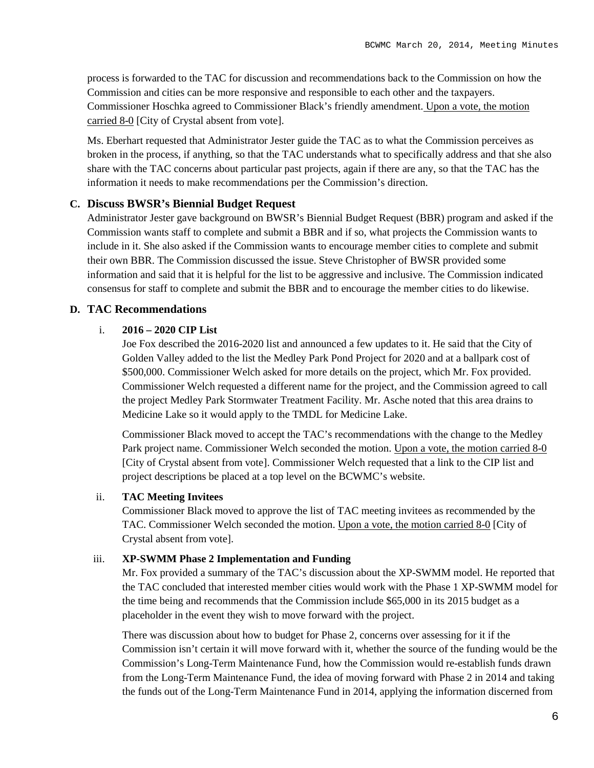process is forwarded to the TAC for discussion and recommendations back to the Commission on how the Commission and cities can be more responsive and responsible to each other and the taxpayers. Commissioner Hoschka agreed to Commissioner Black's friendly amendment. Upon a vote, the motion carried 8-0 [City of Crystal absent from vote].

Ms. Eberhart requested that Administrator Jester guide the TAC as to what the Commission perceives as broken in the process, if anything, so that the TAC understands what to specifically address and that she also share with the TAC concerns about particular past projects, again if there are any, so that the TAC has the information it needs to make recommendations per the Commission's direction.

### C. Discuss BWSR's Biennial Budget Request

Administrator Jester gave background on BWSR's Biennial Budget Request (BBR) program and asked if the Commission wants staff to complete and submit a BBR and if so, what projects the Commission wants to include in it. She also asked if the Commission wants to encourage member cities to complete and submit their own BBR. The Commission discussed the issue. Steve Christopher of BWSR provided some information and said that it is helpful for the list to be aggressive and inclusive. The Commission indicated consensus for staff to complete and submit the BBR and to encourage the member cities to do likewise.

### D. TAC Recommendations

i. **2016 – 2020 CIP List**

Joe Fox described the 2016-2020 list and announced a few updates to it. He said that the City of Golden Valley added to the list the Medley Park Pond Project for 2020 and at a ballpark cost of \$500,000. Commissioner Welch asked for more details on the project, which Mr. Fox provided. Commissioner Welch requested a different name for the project, and the Commission agreed to call the project Medley Park Stormwater Treatment Facility. Mr. Asche noted that this area drains to Medicine Lake so it would apply to the TMDL for Medicine Lake.

Commissioner Black moved to accept the TAC's recommendations with the change to the Medley Park project name. Commissioner Welch seconded the motion. Upon a vote, the motion carried 8-0 [City of Crystal absent from vote]. Commissioner Welch requested that a link to the CIP list and project descriptions be placed at a top level on the BCWMC's website.

ii. **TAC Meeting Invitees**

Commissioner Black moved to approve the list of TAC meeting invitees as recommended by the TAC. Commissioner Welch seconded the motion. Upon a vote, the motion carried 8-0 [City of Crystal absent from vote].

iii. **XP-SWMM Phase 2 Implementation and Funding**

Mr. Fox provided a summary of the TAC's discussion about the XP-SWMM model. He reported that the TAC concluded that interested member cities would work with the Phase 1 XP-SWMM model for the time being and recommends that the Commission include \$65,000 in its 2015 budget as a placeholder in the event they wish to move forward with the project.

There was discussion about how to budget for Phase 2, concerns over assessing for it if the Commission isn't certain it will move forward with it, whether the source of the funding would be the Commission's Long-Term Maintenance Fund, how the Commission would re-establish funds drawn from the Long-Term Maintenance Fund, the idea of moving forward with Phase 2 in 2014 and taking the funds out of the Long-Term Maintenance Fund in 2014, applying the information discerned from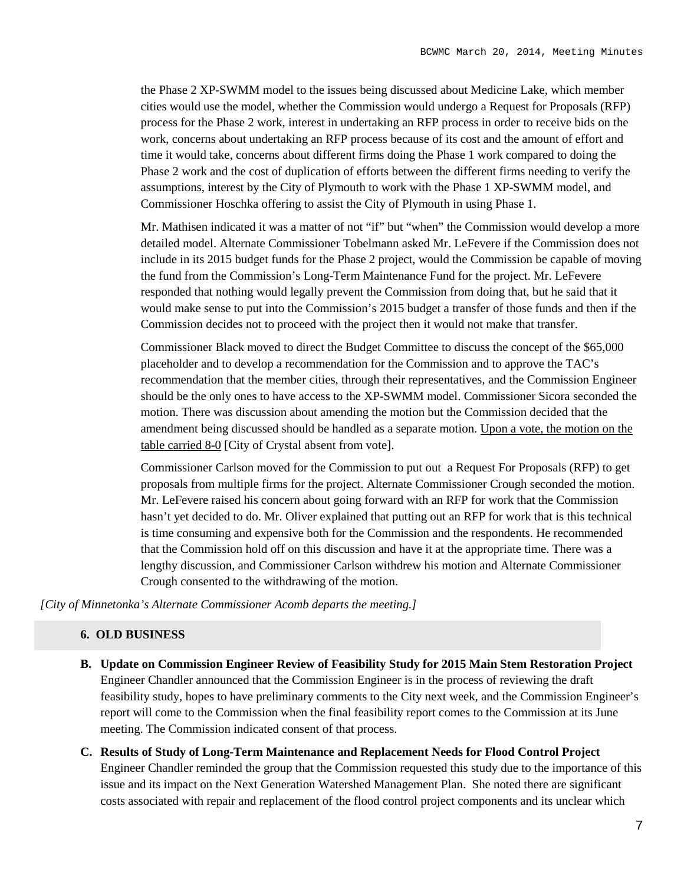the Phase 2 XP-SWMM model to the issues being discussed about Medicine Lake, which member cities would use the model, whether the Commission would undergo a Request for Proposals (RFP) process for the Phase 2 work, interest in undertaking an RFP process in order to receive bids on the work, concerns about undertaking an RFP process because of its cost and the amount of effort and time it would take, concerns about different firms doing the Phase 1 work compared to doing the Phase 2 work and the cost of duplication of efforts between the different firms needing to verify the assumptions, interest by the City of Plymouth to work with the Phase 1 XP-SWMM model, and Commissioner Hoschka offering to assist the City of Plymouth in using Phase 1.

Mr. Mathisen indicated it was a matter of not "if" but "when" the Commission would develop a more detailed model. Alternate Commissioner Tobelmann asked Mr. LeFevere if the Commission does not include in its 2015 budget funds for the Phase 2 project, would the Commission be capable of moving the fund from the Commission's Long-Term Maintenance Fund for the project. Mr. LeFevere responded that nothing would legally prevent the Commission from doing that, but he said that it would make sense to put into the Commission's 2015 budget a transfer of those funds and then if the Commission decides not to proceed with the project then it would not make that transfer.

Commissioner Black moved to direct the Budget Committee to discuss the concept of the $65,000 placeholder and to develop a recommendation for the Commission and to approve the TAC's recommendation that the member cities, through their representatives, and the Commission Engineer should be the only ones to have access to the XP-SWMM model. Commissioner Sicora seconded the motion. There was discussion about amending the motion but the Commission decided that the amendment being discussed should be handled as a separate motion. <u>Upon a vote, the motion on the table carried 8-0</u> [City of Crystal absent from vote].

Commissioner Carlson moved for the Commission to put out a Request For Proposals (RFP) to get proposals from multiple firms for the project. Alternate Commissioner Crough seconded the motion. Mr. LeFevere raised his concern about going forward with an RFP for work that the Commission hasn't yet decided to do. Mr. Oliver explained that putting out an RFP for work that is this technical is time consuming and expensive both for the Commission and the respondents. He recommended that the Commission hold off on this discussion and have it at the appropriate time. There was a lengthy discussion, and Commissioner Carlson withdrew his motion and Alternate Commissioner Crough consented to the withdrawing of the motion.

*[City of Minnetonka's Alternate Commissioner Acomb departs the meeting.]*

## 6. OLD BUSINESS

**B. Update on Commission Engineer Review of Feasibility Study for 2015 Main Stem Restoration Project**
Engineer Chandler announced that the Commission Engineer is in the process of reviewing the draft feasibility study, hopes to have preliminary comments to the City next week, and the Commission Engineer's report will come to the Commission when the final feasibility report comes to the Commission at its June meeting. The Commission indicated consent of that process.

**C. Results of Study of Long-Term Maintenance and Replacement Needs for Flood Control Project**
Engineer Chandler reminded the group that the Commission requested this study due to the importance of this issue and its impact on the Next Generation Watershed Management Plan. She noted there are significant costs associated with repair and replacement of the flood control project components and its unclear which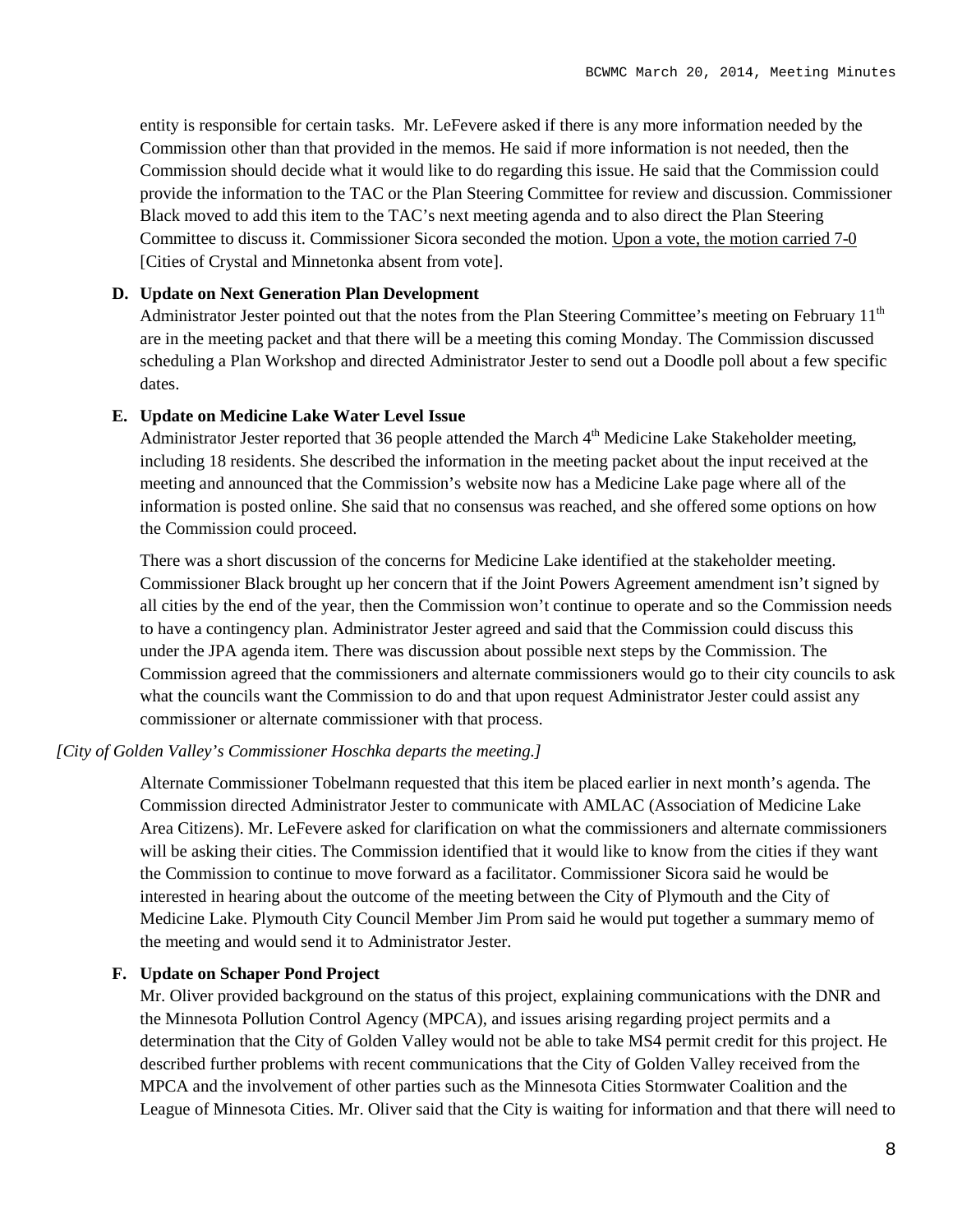entity is responsible for certain tasks. Mr. LeFevere asked if there is any more information needed by the Commission other than that provided in the memos. He said if more information is not needed, then the Commission should decide what it would like to do regarding this issue. He said that the Commission could provide the information to the TAC or the Plan Steering Committee for review and discussion. Commissioner Black moved to add this item to the TAC's next meeting agenda and to also direct the Plan Steering Committee to discuss it. Commissioner Sicora seconded the motion. Upon a vote, the motion carried 7-0 [Cities of Crystal and Minnetonka absent from vote].

**D. Update on Next Generation Plan Development**

Administrator Jester pointed out that the notes from the Plan Steering Committee's meeting on February 11th are in the meeting packet and that there will be a meeting this coming Monday. The Commission discussed scheduling a Plan Workshop and directed Administrator Jester to send out a Doodle poll about a few specific dates.

**E. Update on Medicine Lake Water Level Issue**

Administrator Jester reported that 36 people attended the March 4th Medicine Lake Stakeholder meeting, including 18 residents. She described the information in the meeting packet about the input received at the meeting and announced that the Commission's website now has a Medicine Lake page where all of the information is posted online. She said that no consensus was reached, and she offered some options on how the Commission could proceed.

There was a short discussion of the concerns for Medicine Lake identified at the stakeholder meeting. Commissioner Black brought up her concern that if the Joint Powers Agreement amendment isn't signed by all cities by the end of the year, then the Commission won't continue to operate and so the Commission needs to have a contingency plan. Administrator Jester agreed and said that the Commission could discuss this under the JPA agenda item. There was discussion about possible next steps by the Commission. The Commission agreed that the commissioners and alternate commissioners would go to their city councils to ask what the councils want the Commission to do and that upon request Administrator Jester could assist any commissioner or alternate commissioner with that process.

*[City of Golden Valley's Commissioner Hoschka departs the meeting.]*

Alternate Commissioner Tobelmann requested that this item be placed earlier in next month's agenda. The Commission directed Administrator Jester to communicate with AMLAC (Association of Medicine Lake Area Citizens). Mr. LeFevere asked for clarification on what the commissioners and alternate commissioners will be asking their cities. The Commission identified that it would like to know from the cities if they want the Commission to continue to move forward as a facilitator. Commissioner Sicora said he would be interested in hearing about the outcome of the meeting between the City of Plymouth and the City of Medicine Lake. Plymouth City Council Member Jim Prom said he would put together a summary memo of the meeting and would send it to Administrator Jester.

**F. Update on Schaper Pond Project**

Mr. Oliver provided background on the status of this project, explaining communications with the DNR and the Minnesota Pollution Control Agency (MPCA), and issues arising regarding project permits and a determination that the City of Golden Valley would not be able to take MS4 permit credit for this project. He described further problems with recent communications that the City of Golden Valley received from the MPCA and the involvement of other parties such as the Minnesota Cities Stormwater Coalition and the League of Minnesota Cities. Mr. Oliver said that the City is waiting for information and that there will need to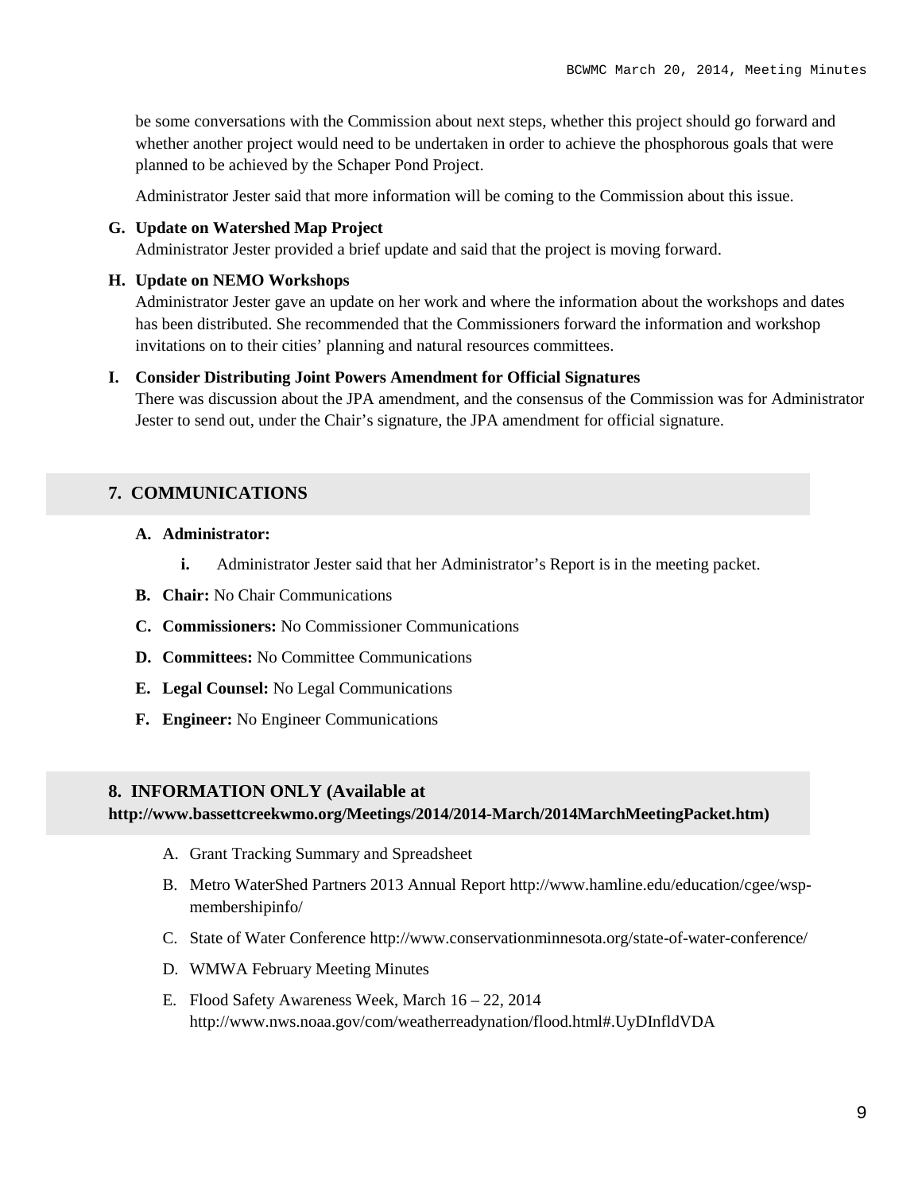be some conversations with the Commission about next steps, whether this project should go forward and whether another project would need to be undertaken in order to achieve the phosphorous goals that were planned to be achieved by the Schaper Pond Project.

Administrator Jester said that more information will be coming to the Commission about this issue.

**G. Update on Watershed Map Project**

Administrator Jester provided a brief update and said that the project is moving forward.

**H. Update on NEMO Workshops**

Administrator Jester gave an update on her work and where the information about the workshops and dates has been distributed. She recommended that the Commissioners forward the information and workshop invitations on to their cities' planning and natural resources committees.

**I. Consider Distributing Joint Powers Amendment for Official Signatures**

There was discussion about the JPA amendment, and the consensus of the Commission was for Administrator Jester to send out, under the Chair's signature, the JPA amendment for official signature.

## 7. COMMUNICATIONS

**A. Administrator:**

  **i.** Administrator Jester said that her Administrator's Report is in the meeting packet.

**B. Chair:** No Chair Communications

**C. Commissioners:** No Commissioner Communications

**D. Committees:** No Committee Communications

**E. Legal Counsel:** No Legal Communications

**F. Engineer:** No Engineer Communications

## 8. INFORMATION ONLY (Available at http://www.bassettcreekwmo.org/Meetings/2014/2014-March/2014MarchMeetingPacket.htm)

A. Grant Tracking Summary and Spreadsheet

B. Metro WaterShed Partners 2013 Annual Report http://www.hamline.edu/education/cgee/wsp-membershipinfo/

C. State of Water Conference http://www.conservationminnesota.org/state-of-water-conference/

D. WMWA February Meeting Minutes

E. Flood Safety Awareness Week, March 16 – 22, 2014 http://www.nws.noaa.gov/com/weatherreadynation/flood.html#.UyDInfldVDA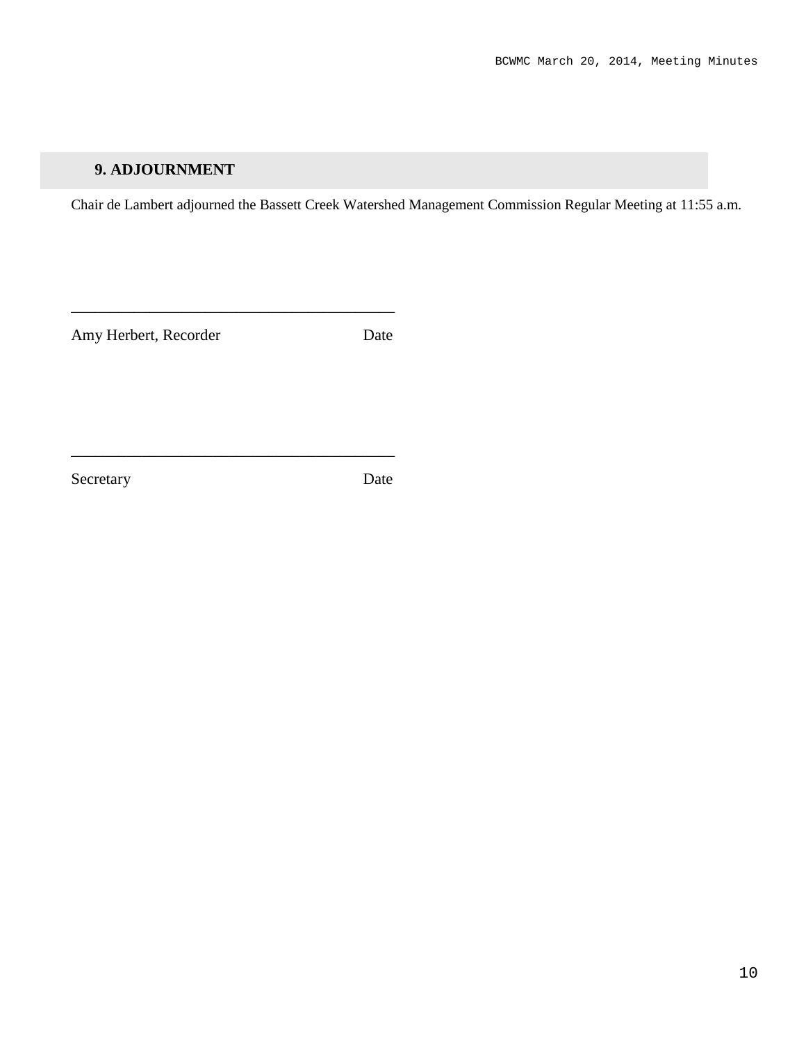## 9. ADJOURNMENT

Chair de Lambert adjourned the Bassett Creek Watershed Management Commission Regular Meeting at 11:55 a.m.

\_\_\_\_\_\_\_\_\_\_\_\_\_\_\_\_\_\_\_\_\_\_\_\_\_\_\_\_\_\_\_\_\_\_\_\_\_\_\_\_

Amy Herbert, Recorder Date

\_\_\_\_\_\_\_\_\_\_\_\_\_\_\_\_\_\_\_\_\_\_\_\_\_\_\_\_\_\_\_\_\_\_\_\_\_\_\_\_

Secretary Date